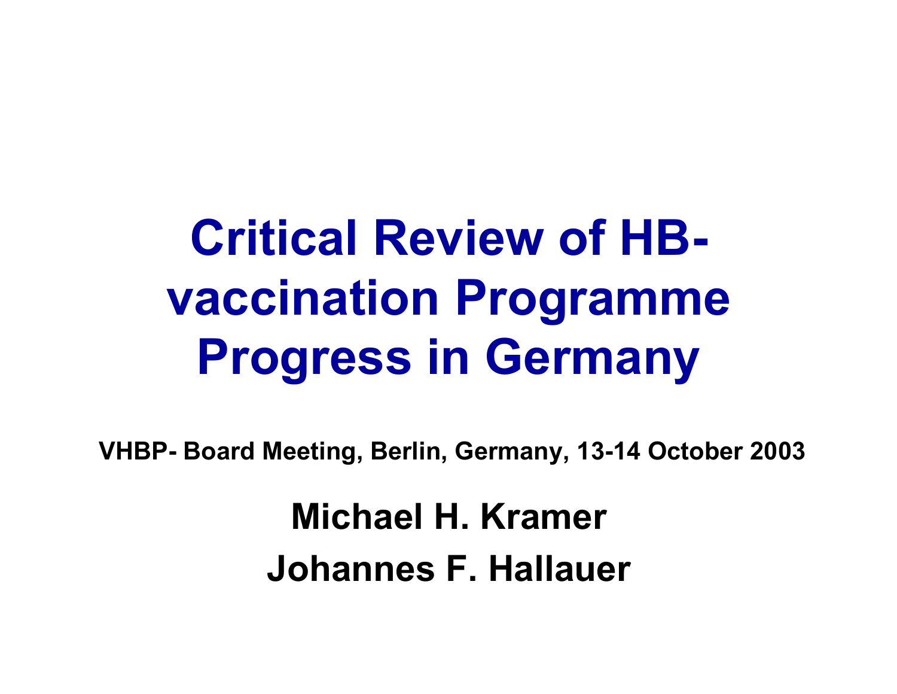# Critical Review of HB-vaccination Programme Progress in Germany

**VHBP- Board Meeting, Berlin, Germany, 13-14 October 2003**

**Michael H. Kramer**

**Johannes F. Hallauer**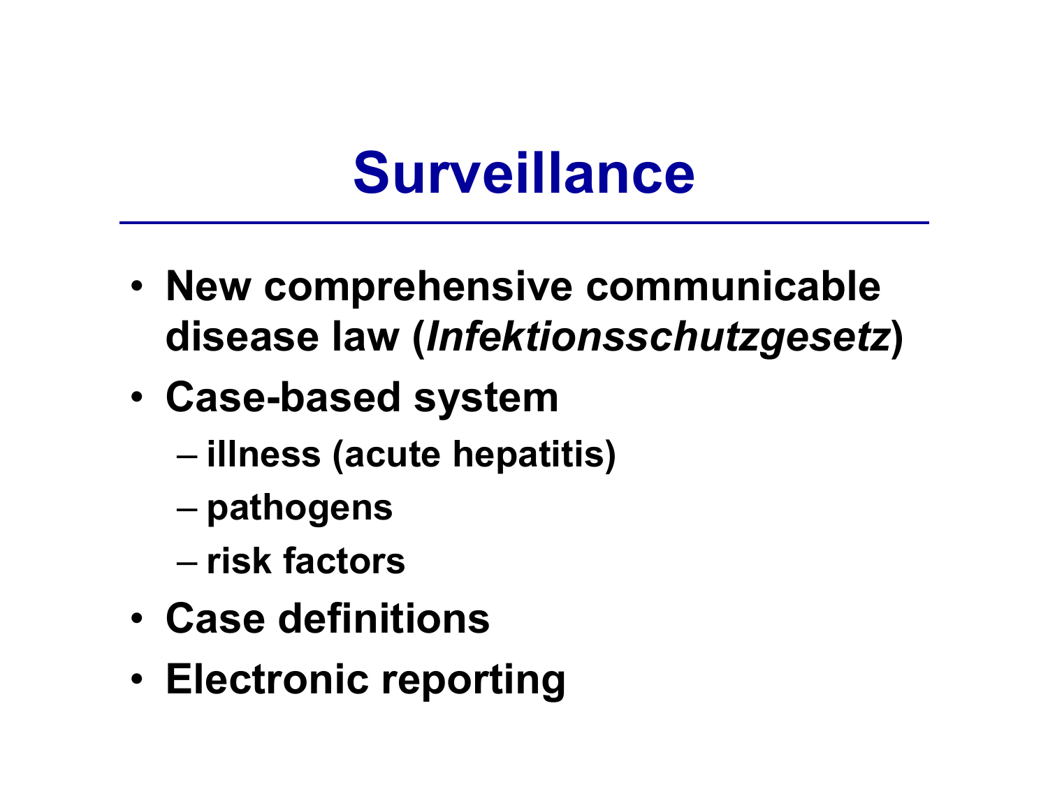# Surveillance

- **New comprehensive communicable disease law (*Infektionsschutzgesetz*)**
- **Case-based system**
  - **illness (acute hepatitis)**
  - **pathogens**
  - **risk factors**
- **Case definitions**
- **Electronic reporting**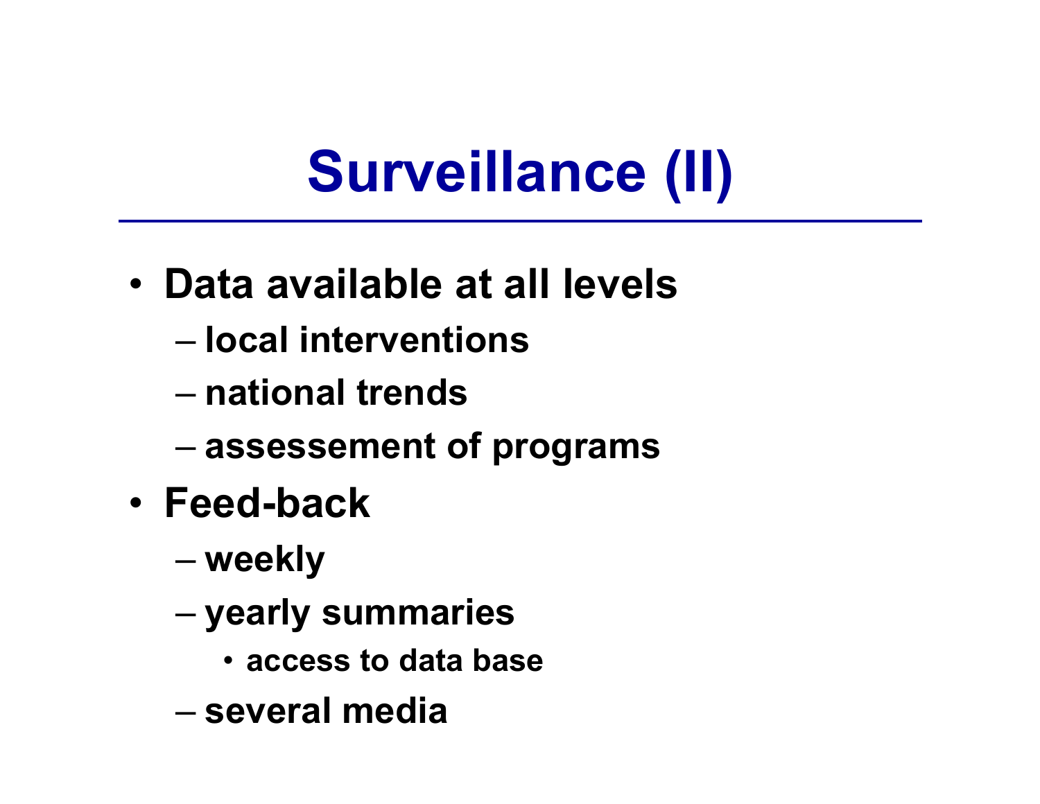# Surveillance (II)

- **Data available at all levels**
  - **local interventions**
  - **national trends**
  - **assessement of programs**
- **Feed-back**
  - **weekly**
  - **yearly summaries**
    - **access to data base**
  - **several media**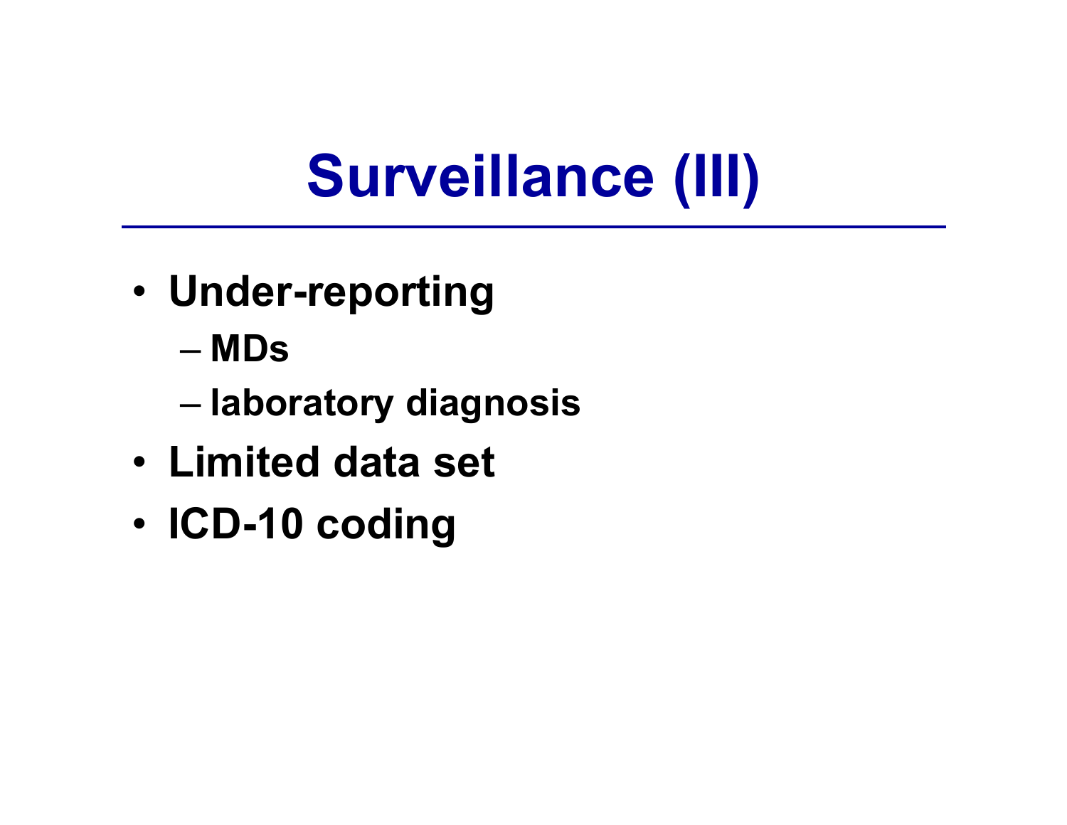# Surveillance (III)

- Under-reporting
  - MDs
  - laboratory diagnosis
- Limited data set
- ICD-10 coding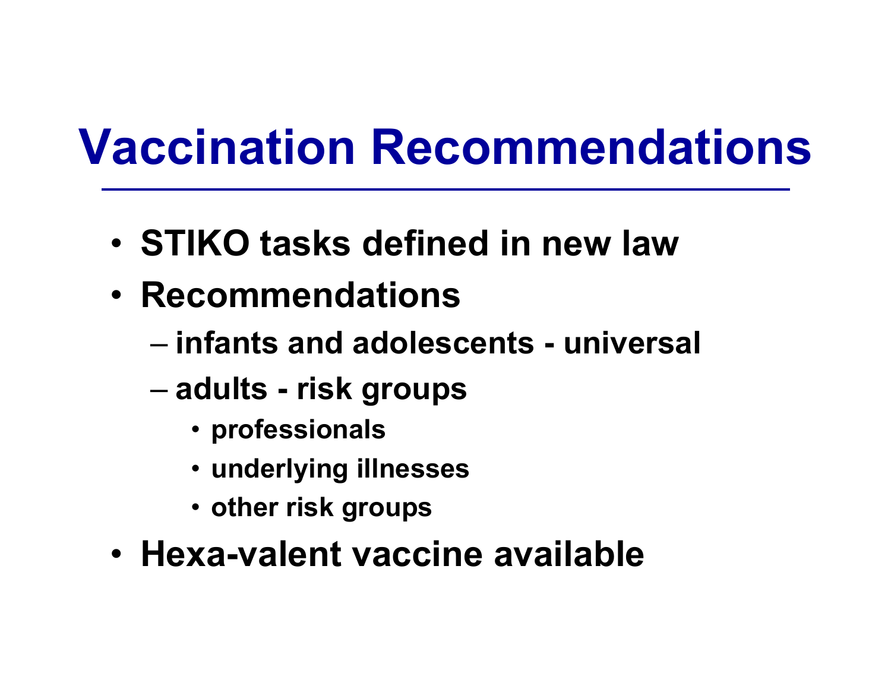# Vaccination Recommendations

- STIKO tasks defined in new law
- Recommendations
  - infants and adolescents - universal
  - adults - risk groups
    - professionals
    - underlying illnesses
    - other risk groups
- Hexa-valent vaccine available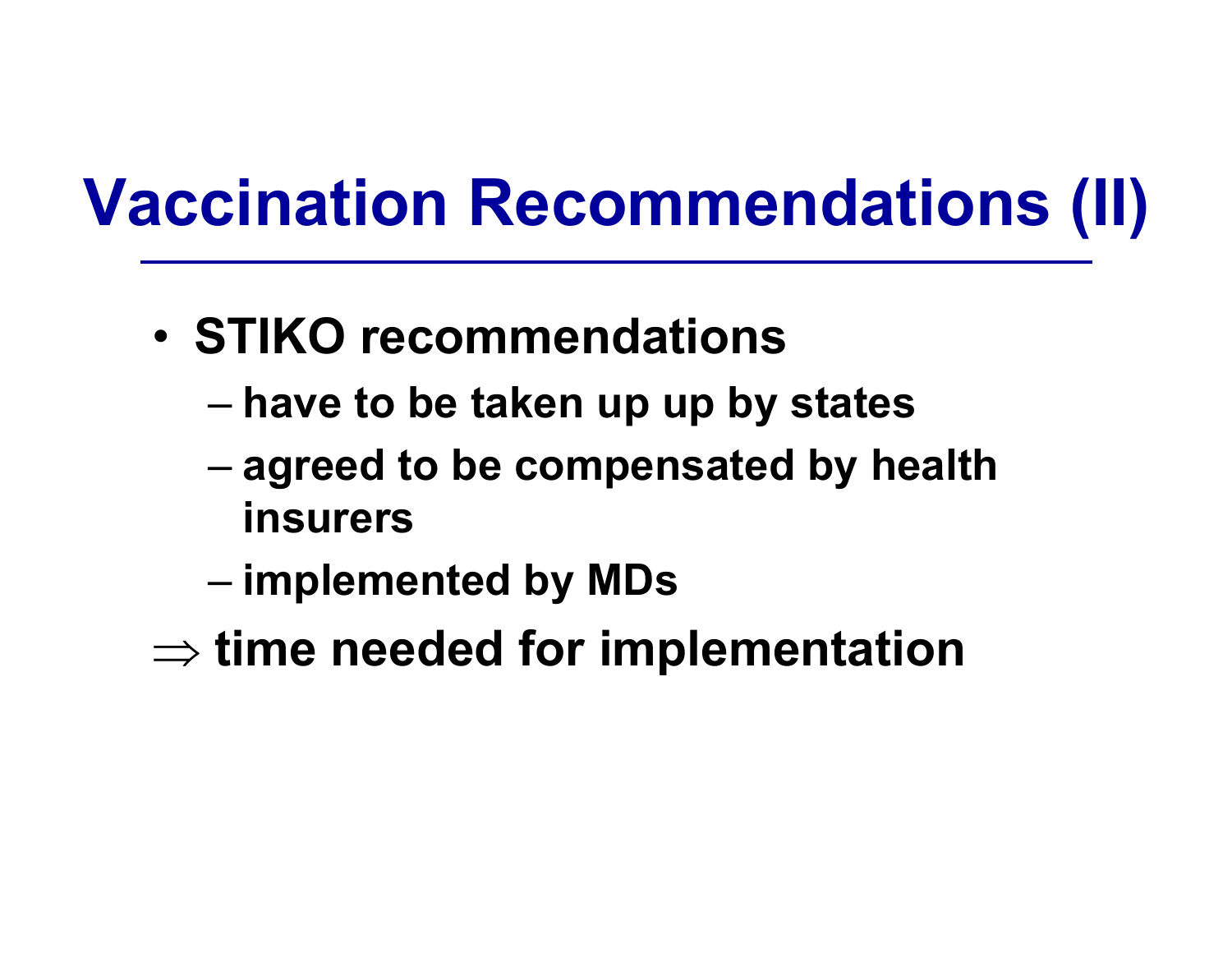# Vaccination Recommendations (II)

- STIKO recommendations
  - have to be taken up up by states
  - agreed to be compensated by health insurers
  - implemented by MDs

$\Rightarrow$ time needed for implementation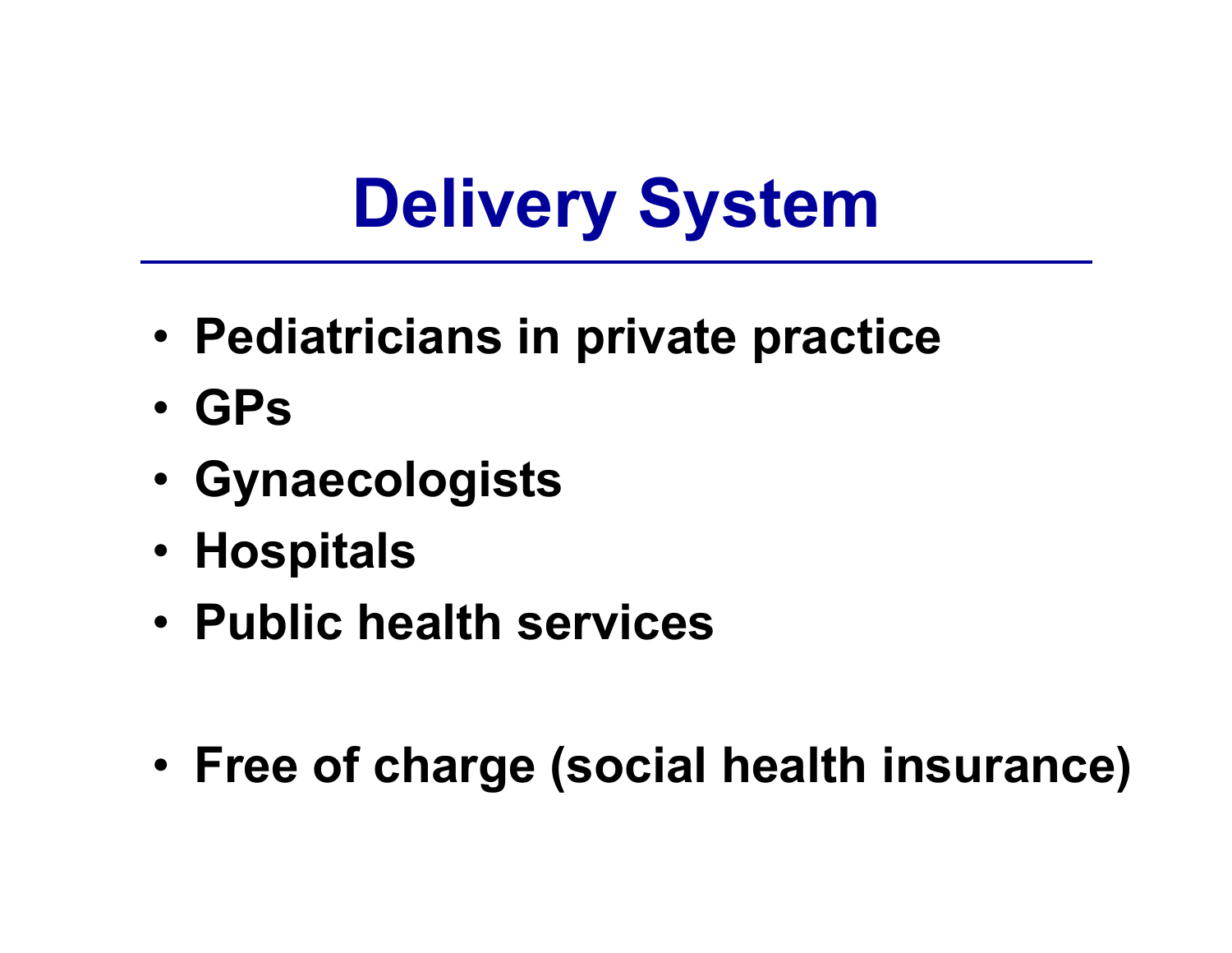# Delivery System

- Pediatricians in private practice
- GPs
- Gynaecologists
- Hospitals
- Public health services

- Free of charge (social health insurance)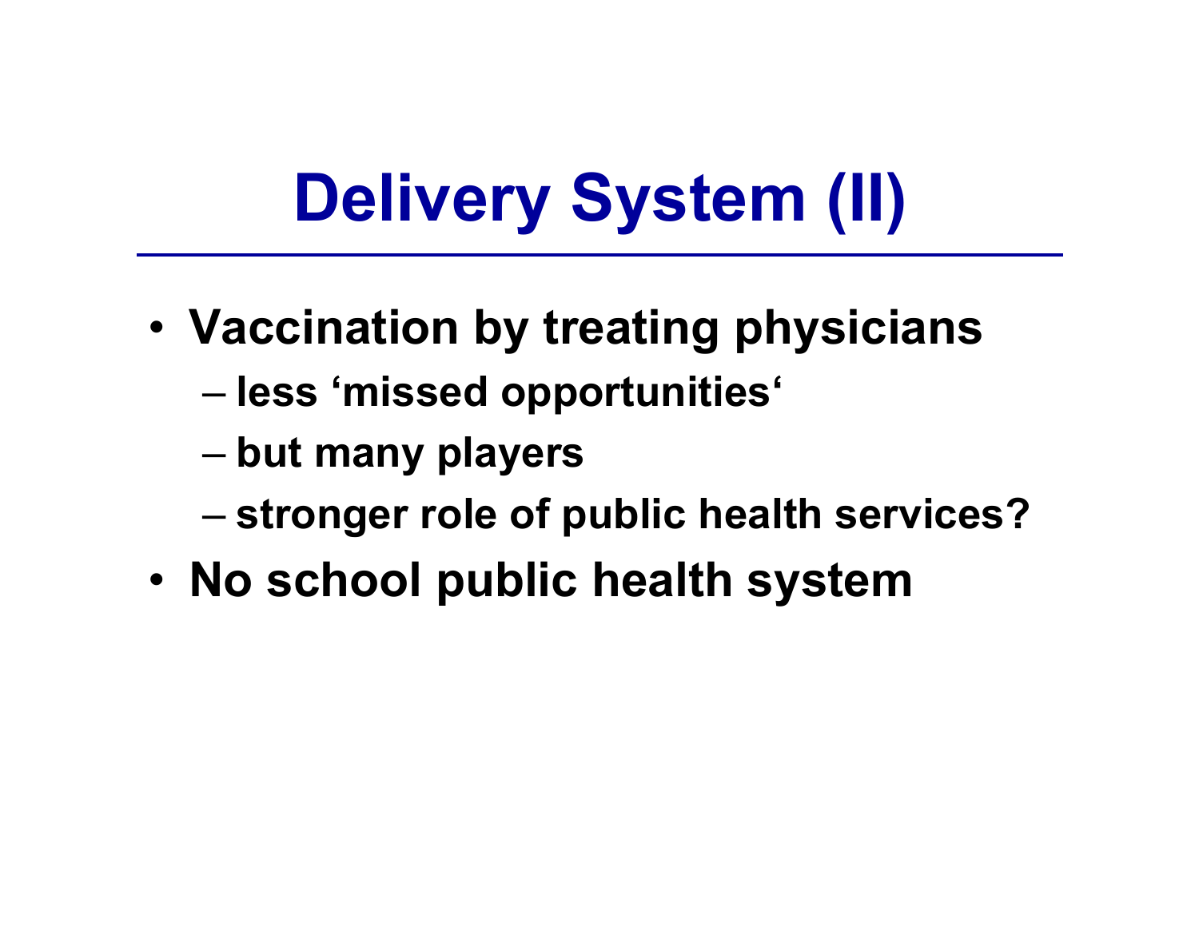# Delivery System (II)

- **Vaccination by treating physicians**
  - **less ‘missed opportunities‘**
  - **but many players**
  - **stronger role of public health services?**
- **No school public health system**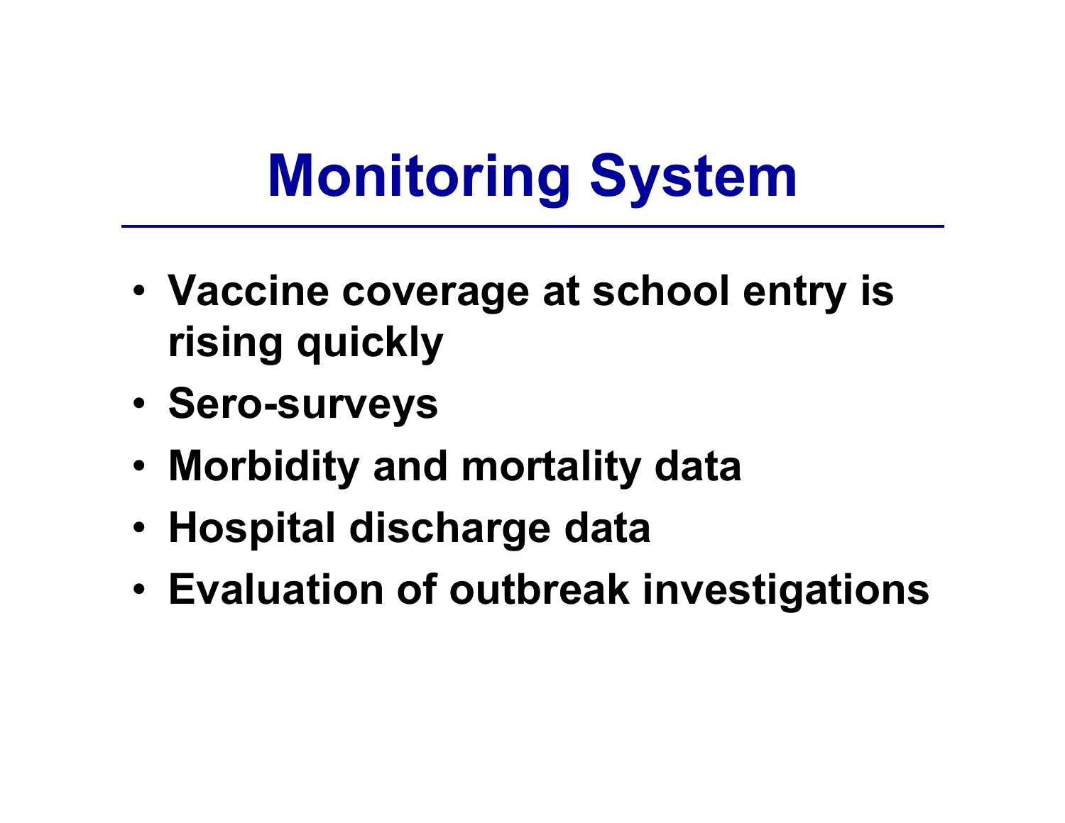# Monitoring System

- **Vaccine coverage at school entry is rising quickly**
- **Sero-surveys**
- **Morbidity and mortality data**
- **Hospital discharge data**
- **Evaluation of outbreak investigations**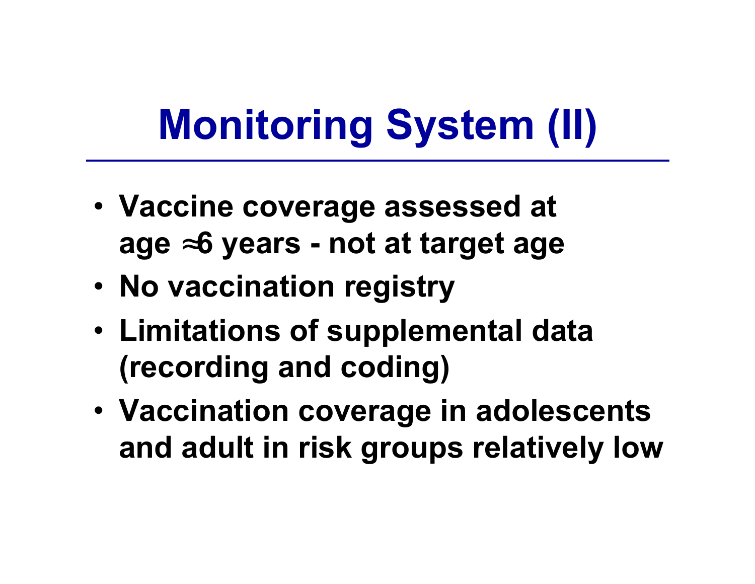# Monitoring System (II)

- **Vaccine coverage assessed at age ≈6 years - not at target age**
- **No vaccination registry**
- **Limitations of supplemental data (recording and coding)**
- **Vaccination coverage in adolescents and adult in risk groups relatively low**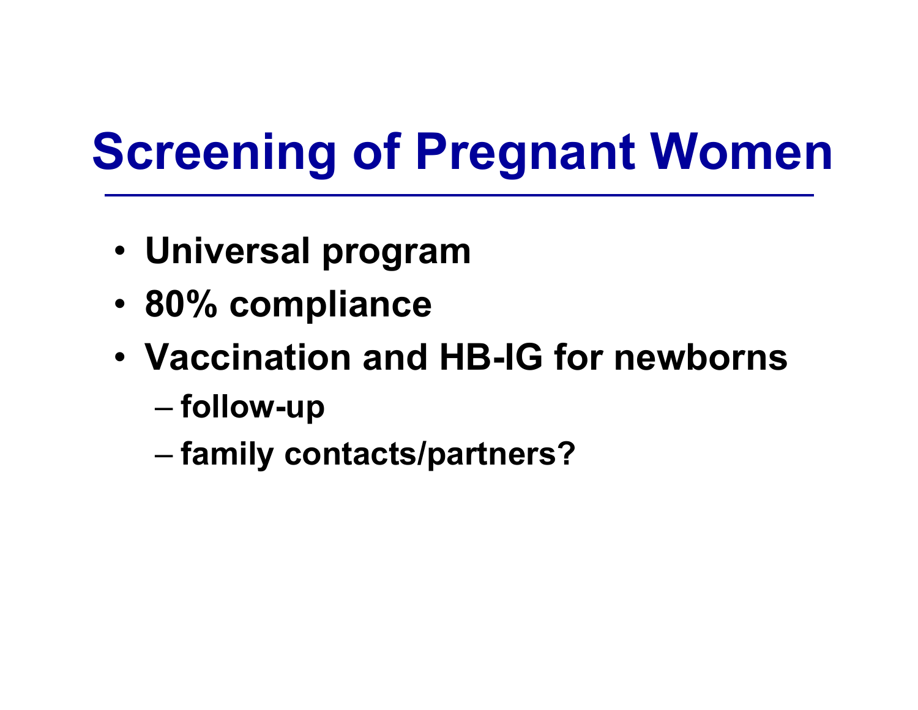# Screening of Pregnant Women

- **Universal program**
- **80% compliance**
- **Vaccination and HB-IG for newborns**
  - **follow-up**
  - **family contacts/partners?**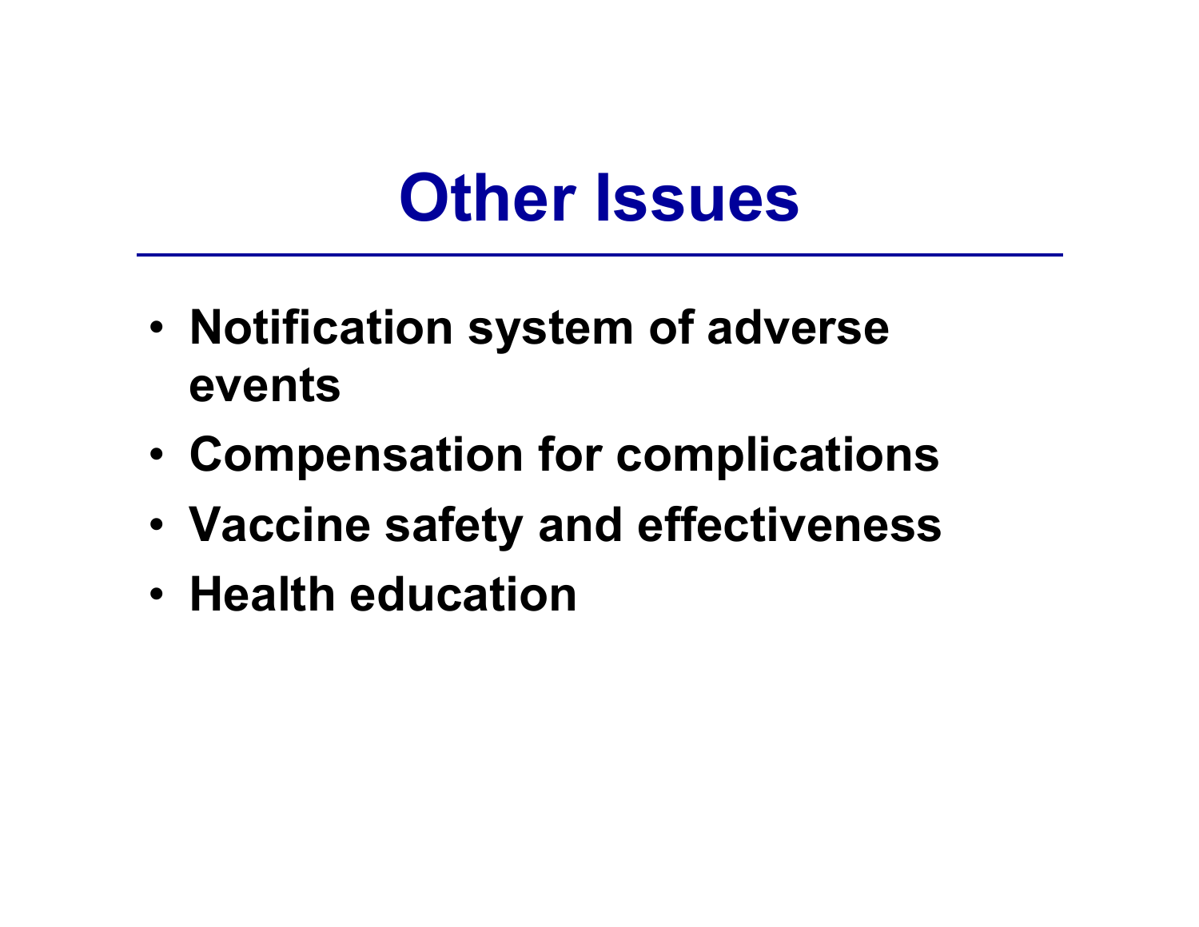# Other Issues

- **Notification system of adverse events**
- **Compensation for complications**
- **Vaccine safety and effectiveness**
- **Health education**